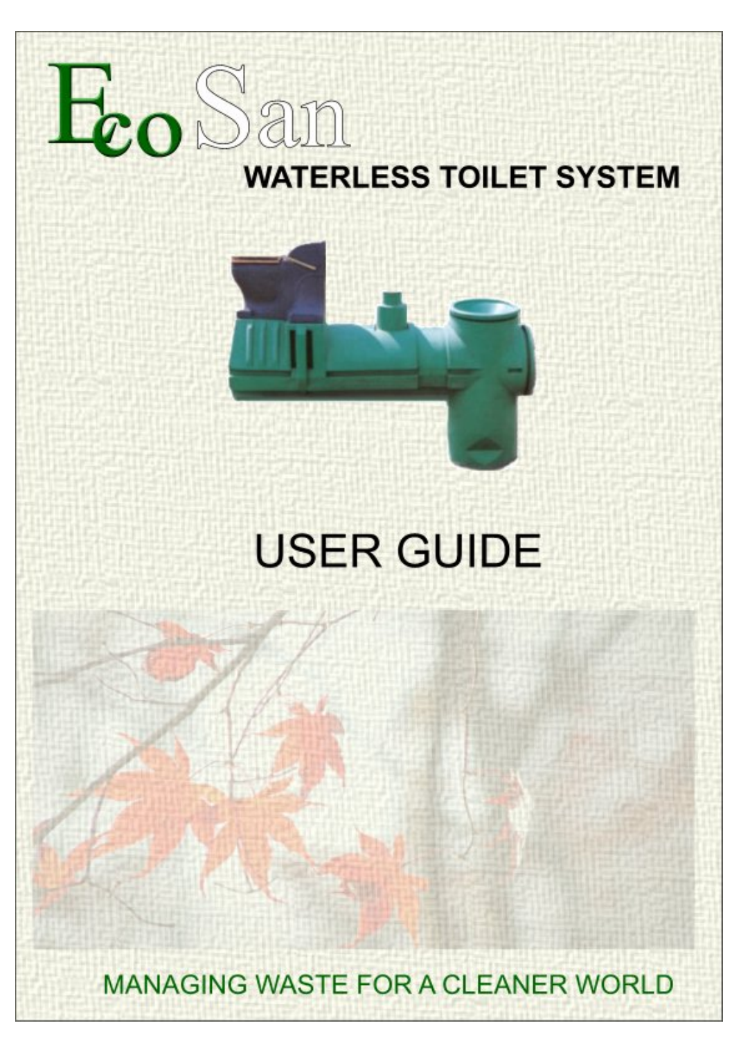# EcoSan

## WATERLESS TOILET SYSTEM

# USER GUIDE

MANAGING WASTE FOR A CLEANER WORLD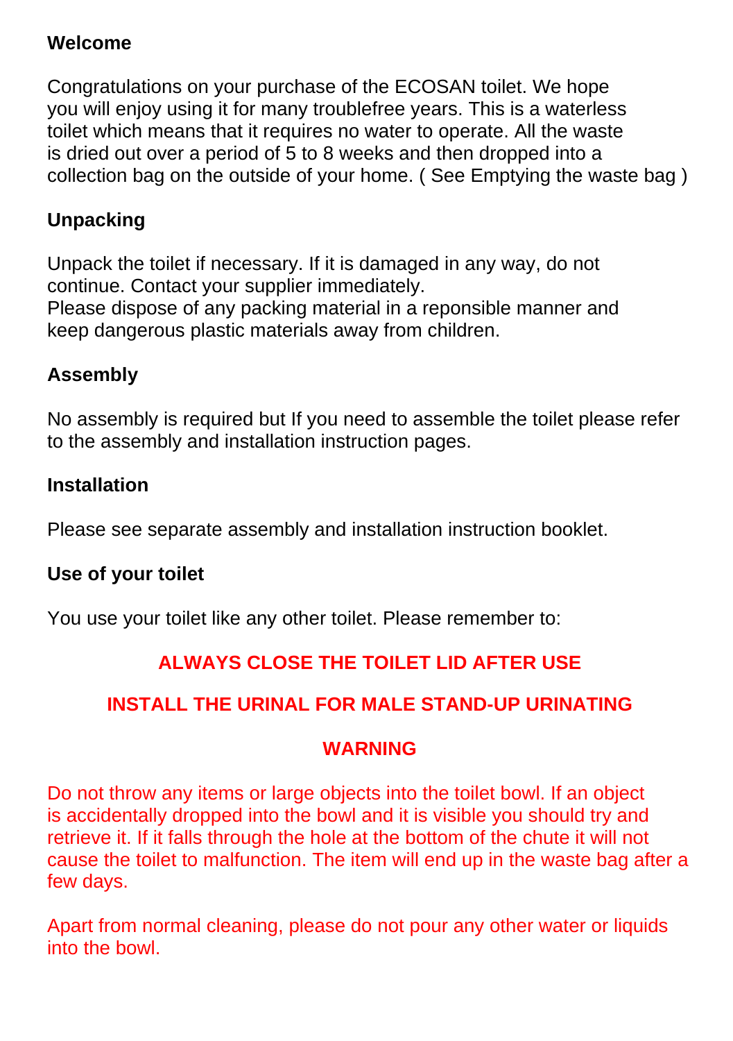## Welcome

Congratulations on your purchase of the ECOSAN toilet. We hope you will enjoy using it for many troublefree years. This is a waterless toilet which means that it requires no water to operate. All the waste is dried out over a period of 5 to 8 weeks and then dropped into a collection bag on the outside of your home. ( See Emptying the waste bag )

## Unpacking

Unpack the toilet if necessary. If it is damaged in any way, do not continue. Contact your supplier immediately.
Please dispose of any packing material in a reponsible manner and keep dangerous plastic materials away from children.

## Assembly

No assembly is required but If you need to assemble the toilet please refer to the assembly and installation instruction pages.

## Installation

Please see separate assembly and installation instruction booklet.

## Use of your toilet

You use your toilet like any other toilet. Please remember to:

**ALWAYS CLOSE THE TOILET LID AFTER USE**

**INSTALL THE URINAL FOR MALE STAND-UP URINATING**

**WARNING**

Do not throw any items or large objects into the toilet bowl. If an object is accidentally dropped into the bowl and it is visible you should try and retrieve it. If it falls through the hole at the bottom of the chute it will not cause the toilet to malfunction. The item will end up in the waste bag after a few days.

Apart from normal cleaning, please do not pour any other water or liquids into the bowl.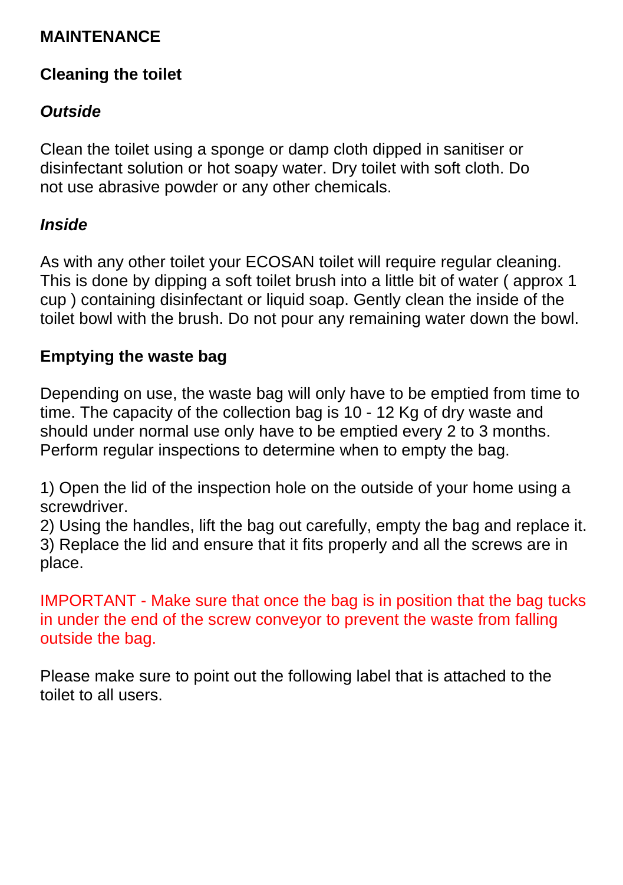## MAINTENANCE

### Cleaning the toilet

#### *Outside*

Clean the toilet using a sponge or damp cloth dipped in sanitiser or disinfectant solution or hot soapy water. Dry toilet with soft cloth. Do not use abrasive powder or any other chemicals.

#### *Inside*

As with any other toilet your ECOSAN toilet will require regular cleaning. This is done by dipping a soft toilet brush into a little bit of water ( approx 1 cup ) containing disinfectant or liquid soap. Gently clean the inside of the toilet bowl with the brush. Do not pour any remaining water down the bowl.

### Emptying the waste bag

Depending on use, the waste bag will only have to be emptied from time to time. The capacity of the collection bag is 10 - 12 Kg of dry waste and should under normal use only have to be emptied every 2 to 3 months. Perform regular inspections to determine when to empty the bag.

1) Open the lid of the inspection hole on the outside of your home using a screwdriver.
2) Using the handles, lift the bag out carefully, empty the bag and replace it.
3) Replace the lid and ensure that it fits properly and all the screws are in place.

IMPORTANT - Make sure that once the bag is in position that the bag tucks in under the end of the screw conveyor to prevent the waste from falling outside the bag.

Please make sure to point out the following label that is attached to the toilet to all users.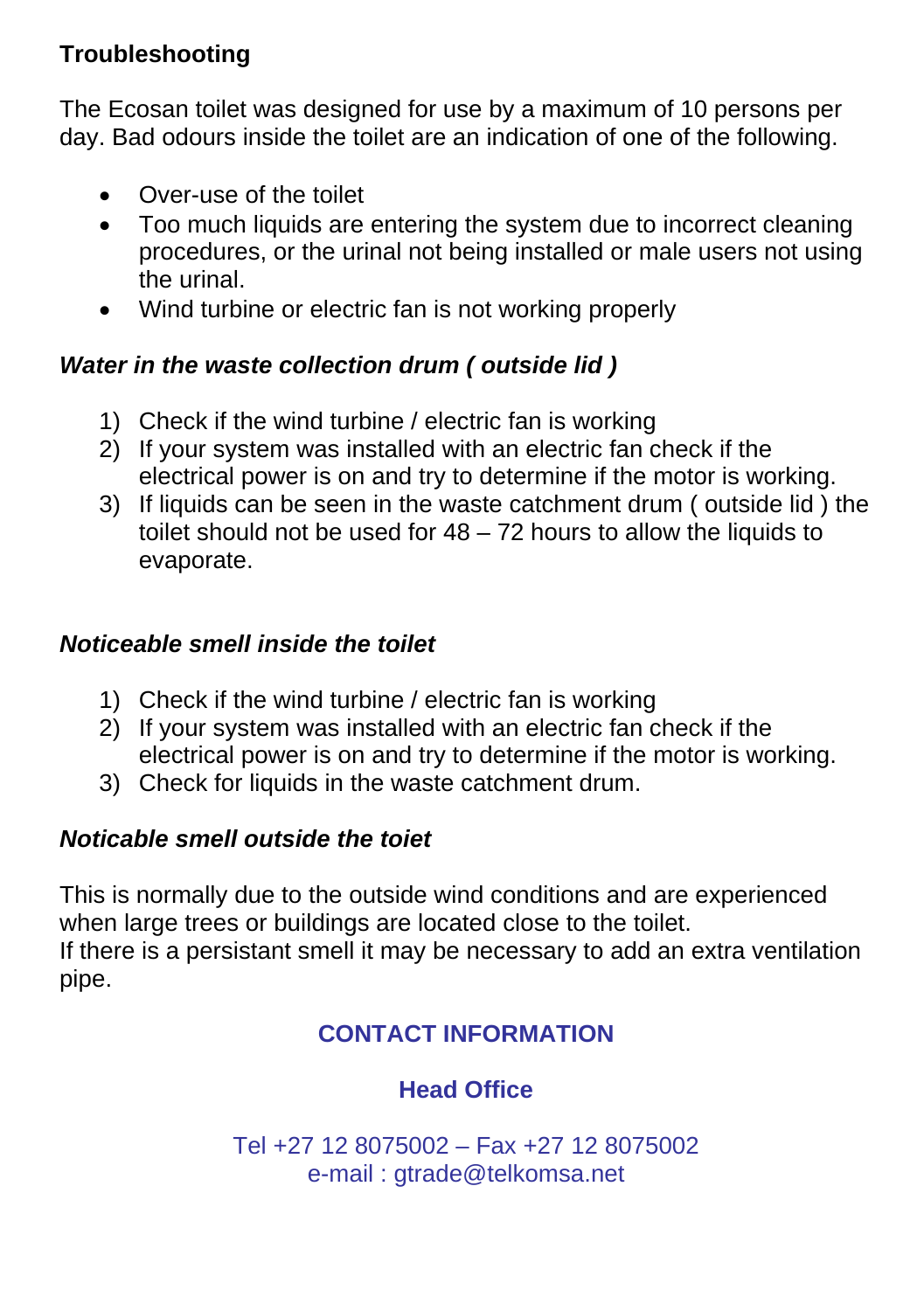## Troubleshooting

The Ecosan toilet was designed for use by a maximum of 10 persons per day. Bad odours inside the toilet are an indication of one of the following.

- Over-use of the toilet
- Too much liquids are entering the system due to incorrect cleaning procedures, or the urinal not being installed or male users not using the urinal.
- Wind turbine or electric fan is not working properly

### *Water in the waste collection drum ( outside lid )*

1) Check if the wind turbine / electric fan is working
2) If your system was installed with an electric fan check if the electrical power is on and try to determine if the motor is working.
3) If liquids can be seen in the waste catchment drum ( outside lid ) the toilet should not be used for 48 – 72 hours to allow the liquids to evaporate.

### *Noticeable smell inside the toilet*

1) Check if the wind turbine / electric fan is working
2) If your system was installed with an electric fan check if the electrical power is on and try to determine if the motor is working.
3) Check for liquids in the waste catchment drum.

### *Noticable smell outside the toiet*

This is normally due to the outside wind conditions and are experienced when large trees or buildings are located close to the toilet.
If there is a persistant smell it may be necessary to add an extra ventilation pipe.

## CONTACT INFORMATION

### Head Office

Tel +27 12 8075002 – Fax +27 12 8075002
e-mail : gtrade@telkomsa.net